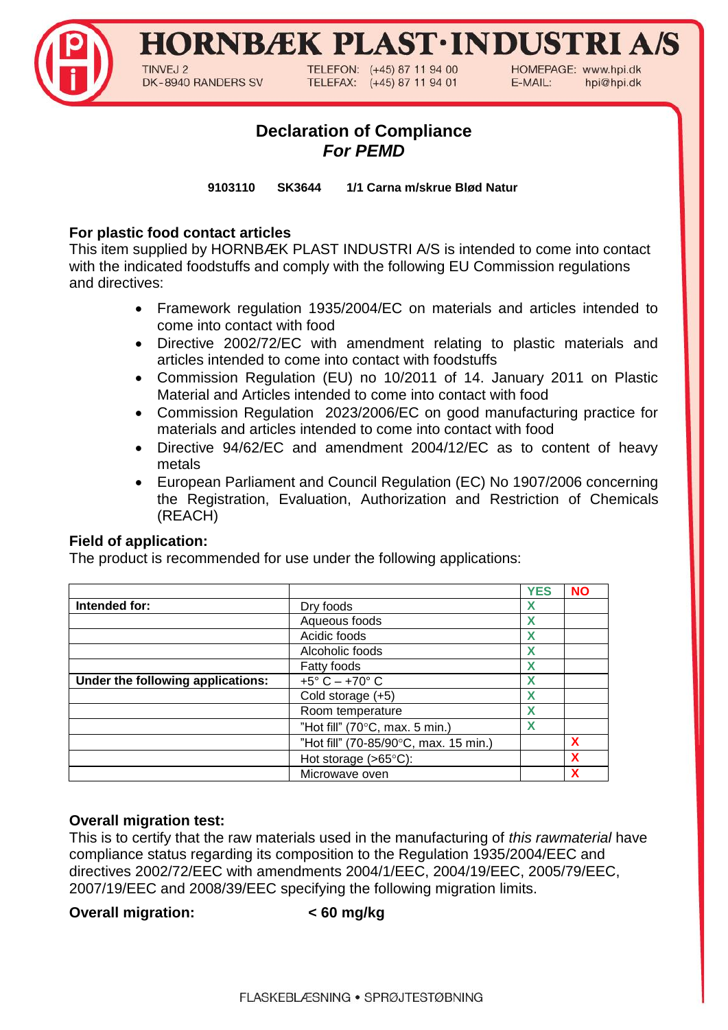# HORNBÆK PLAST·INDUSTRI A/S

TINVEJ 2
DK-8940 RANDERS SV

TELEFON: (+45) 87 11 94 00
TELEFAX: (+45) 87 11 94 01

HOMEPAGE: www.hpi.dk
E-MAIL: hpi@hpi.dk

## Declaration of Compliance
### *For PEMD*

**9103110 SK3644 1/1 Carna m/skrue Blød Natur**

### For plastic food contact articles

This item supplied by HORNBÆK PLAST INDUSTRI A/S is intended to come into contact with the indicated foodstuffs and comply with the following EU Commission regulations and directives:

- Framework regulation 1935/2004/EC on materials and articles intended to come into contact with food
- Directive 2002/72/EC with amendment relating to plastic materials and articles intended to come into contact with foodstuffs
- Commission Regulation (EU) no 10/2011 of 14. January 2011 on Plastic Material and Articles intended to come into contact with food
- Commission Regulation 2023/2006/EC on good manufacturing practice for materials and articles intended to come into contact with food
- Directive 94/62/EC and amendment 2004/12/EC as to content of heavy metals
- European Parliament and Council Regulation (EC) No 1907/2006 concerning the Registration, Evaluation, Authorization and Restriction of Chemicals (REACH)

### Field of application:

The product is recommended for use under the following applications:

| | | YES | NO |
|---|---|---|---|
| **Intended for:** | Dry foods | X | |
| | Aqueous foods | X | |
| | Acidic foods | X | |
| | Alcoholic foods | X | |
| | Fatty foods | X | |
| **Under the following applications:** | +5° C – +70° C | X | |
| | Cold storage (+5) | X | |
| | Room temperature | X | |
| | "Hot fill" (70°C, max. 5 min.) | X | |
| | "Hot fill" (70-85/90°C, max. 15 min.) | | X |
| | Hot storage (>65°C): | | X |
| | Microwave oven | | X |

### Overall migration test:

This is to certify that the raw materials used in the manufacturing of *this rawmaterial* have compliance status regarding its composition to the Regulation 1935/2004/EEC and directives 2002/72/EEC with amendments 2004/1/EEC, 2004/19/EEC, 2005/79/EEC, 2007/19/EEC and 2008/39/EEC specifying the following migration limits.

**Overall migration: < 60 mg/kg**

FLASKEBLÆSNING • SPRØJTESTØBNING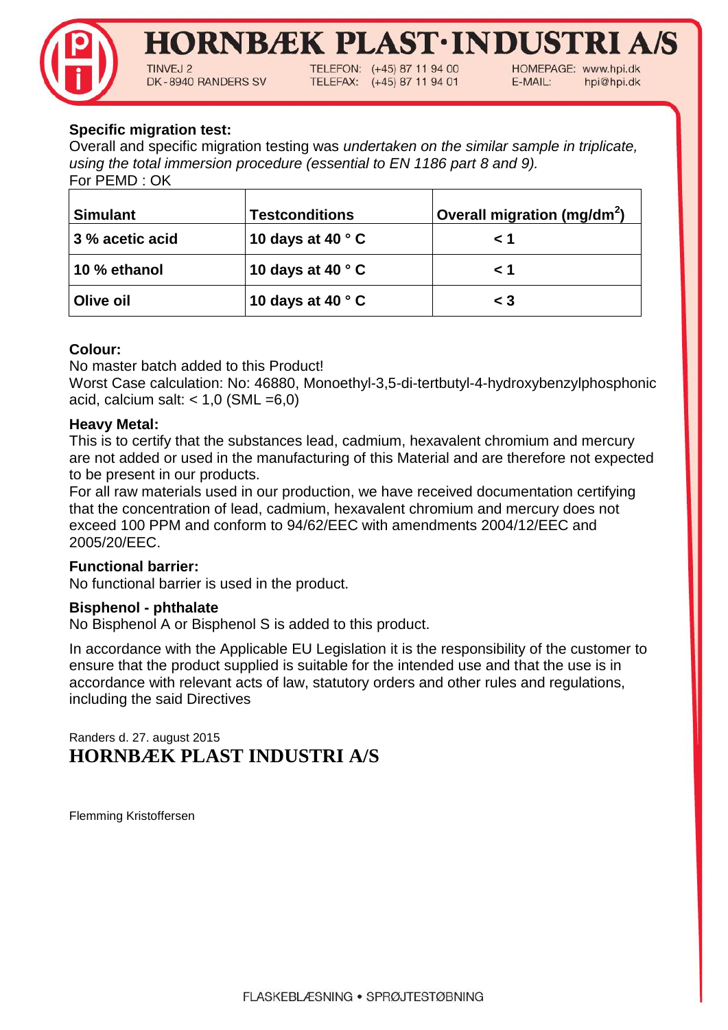**Specific migration test:**

Overall and specific migration testing was *undertaken on the similar sample in triplicate, using the total immersion procedure (essential to EN 1186 part 8 and 9).*

For PEMD : OK

| Simulant | Testconditions | Overall migration (mg/dm$^2$) |
|---|---|---|
| 3 % acetic acid | 10 days at 40 ° C | < 1 |
| 10 % ethanol | 10 days at 40 ° C | < 1 |
| Olive oil | 10 days at 40 ° C | < 3 |

**Colour:**

No master batch added to this Product!

Worst Case calculation: No: 46880, Monoethyl-3,5-di-tertbutyl-4-hydroxybenzylphosphonic acid, calcium salt: < 1,0 (SML =6,0)

**Heavy Metal:**

This is to certify that the substances lead, cadmium, hexavalent chromium and mercury are not added or used in the manufacturing of this Material and are therefore not expected to be present in our products.

For all raw materials used in our production, we have received documentation certifying that the concentration of lead, cadmium, hexavalent chromium and mercury does not exceed 100 PPM and conform to 94/62/EEC with amendments 2004/12/EEC and 2005/20/EEC.

**Functional barrier:**

No functional barrier is used in the product.

**Bisphenol - phthalate**

No Bisphenol A or Bisphenol S is added to this product.

In accordance with the Applicable EU Legislation it is the responsibility of the customer to ensure that the product supplied is suitable for the intended use and that the use is in accordance with relevant acts of law, statutory orders and other rules and regulations, including the said Directives

Randers d. 27. august 2015

**HORNBÆK PLAST INDUSTRI A/S**

Flemming Kristoffersen